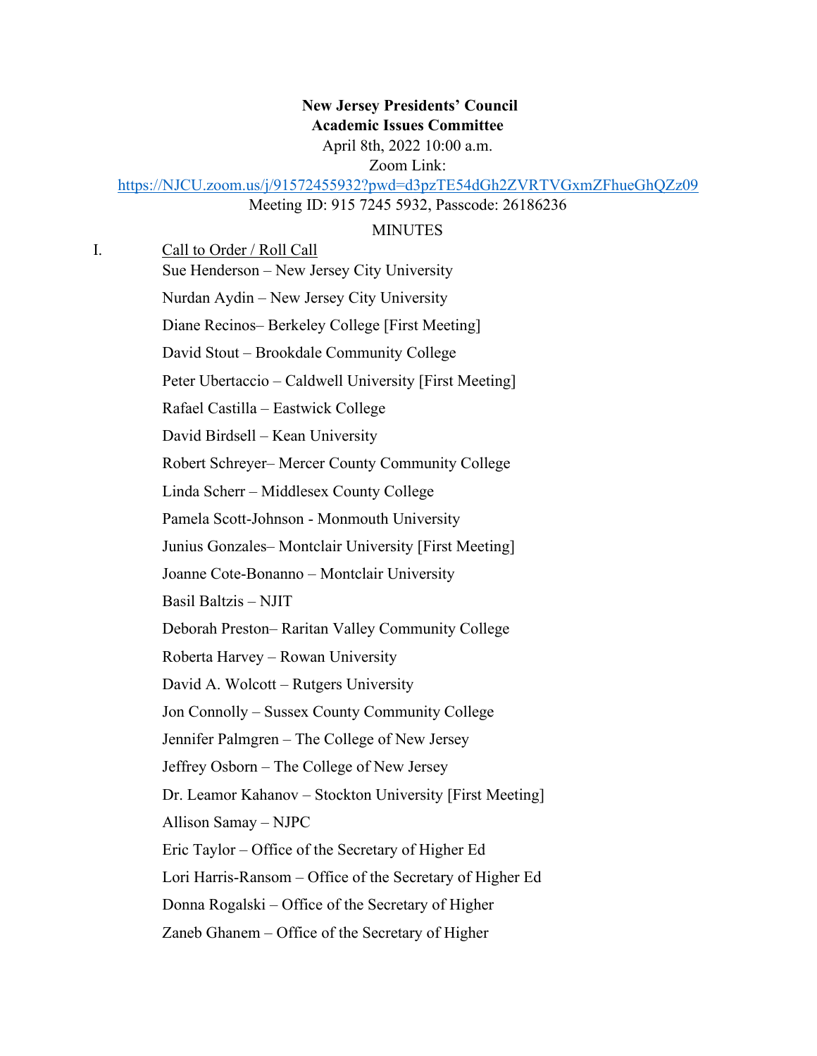**New Jersey Presidents' Council**
**Academic Issues Committee**
April 8th, 2022 10:00 a.m.
Zoom Link:
https://NJCU.zoom.us/j/91572455932?pwd=d3pzTE54dGh2ZVRTVGxmZFhueGhQZz09
Meeting ID: 915 7245 5932, Passcode: 26186236

MINUTES

I. Call to Order / Roll Call

Sue Henderson – New Jersey City University
Nurdan Aydin – New Jersey City University
Diane Recinos– Berkeley College [First Meeting]
David Stout – Brookdale Community College
Peter Ubertaccio – Caldwell University [First Meeting]
Rafael Castilla – Eastwick College
David Birdsell – Kean University
Robert Schreyer– Mercer County Community College
Linda Scherr – Middlesex County College
Pamela Scott-Johnson - Monmouth University
Junius Gonzales– Montclair University [First Meeting]
Joanne Cote-Bonanno – Montclair University
Basil Baltzis – NJIT
Deborah Preston– Raritan Valley Community College
Roberta Harvey – Rowan University
David A. Wolcott – Rutgers University
Jon Connolly – Sussex County Community College
Jennifer Palmgren – The College of New Jersey
Jeffrey Osborn – The College of New Jersey
Dr. Leamor Kahanov – Stockton University [First Meeting]
Allison Samay – NJPC
Eric Taylor – Office of the Secretary of Higher Ed
Lori Harris-Ransom – Office of the Secretary of Higher Ed
Donna Rogalski – Office of the Secretary of Higher
Zaneb Ghanem – Office of the Secretary of Higher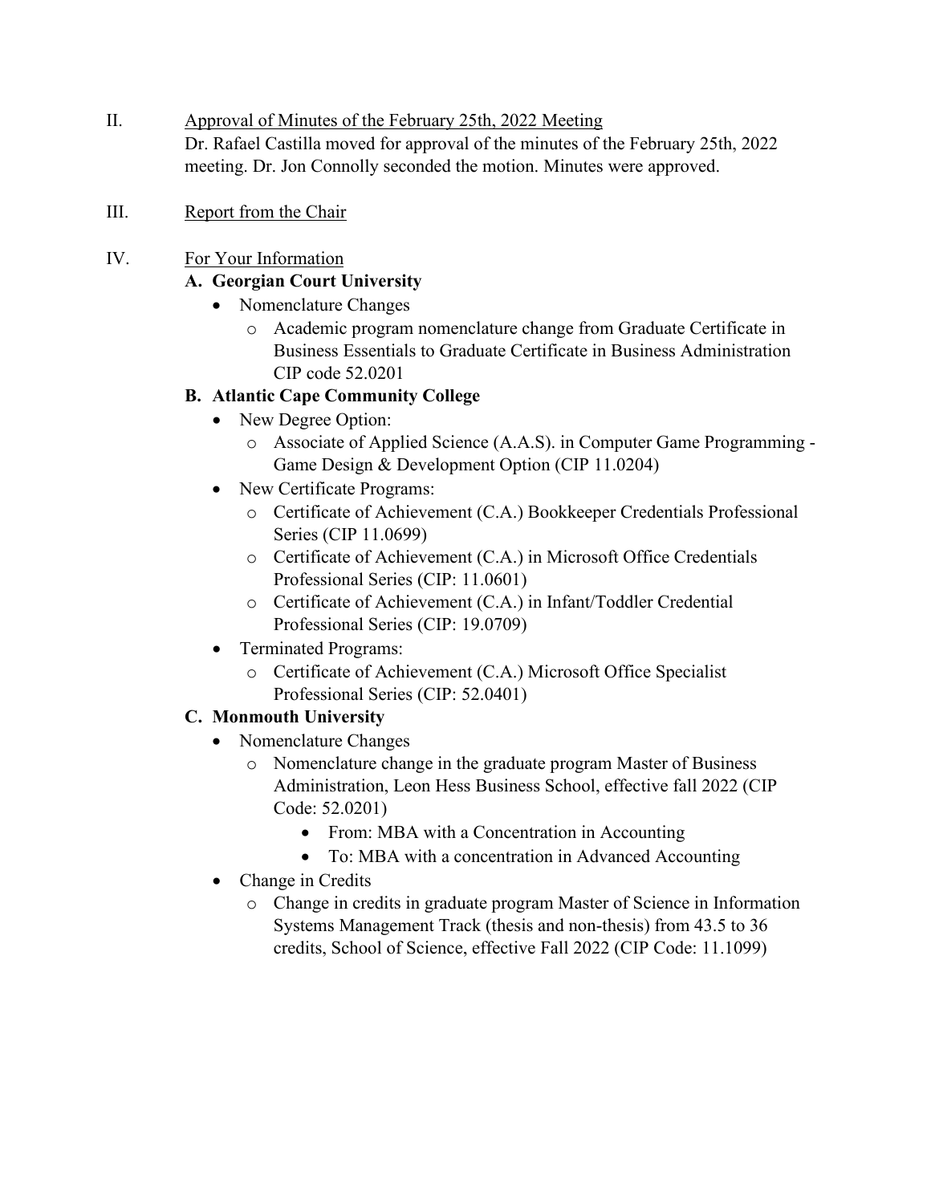II. Approval of Minutes of the February 25th, 2022 Meeting

Dr. Rafael Castilla moved for approval of the minutes of the February 25th, 2022 meeting. Dr. Jon Connolly seconded the motion. Minutes were approved.

III. Report from the Chair

IV. For Your Information

**A. Georgian Court University**

- Nomenclature Changes
  - Academic program nomenclature change from Graduate Certificate in Business Essentials to Graduate Certificate in Business Administration CIP code 52.0201

**B. Atlantic Cape Community College**

- New Degree Option:
  - Associate of Applied Science (A.A.S). in Computer Game Programming - Game Design & Development Option (CIP 11.0204)
- New Certificate Programs:
  - Certificate of Achievement (C.A.) Bookkeeper Credentials Professional Series (CIP 11.0699)
  - Certificate of Achievement (C.A.) in Microsoft Office Credentials Professional Series (CIP: 11.0601)
  - Certificate of Achievement (C.A.) in Infant/Toddler Credential Professional Series (CIP: 19.0709)
- Terminated Programs:
  - Certificate of Achievement (C.A.) Microsoft Office Specialist Professional Series (CIP: 52.0401)

**C. Monmouth University**

- Nomenclature Changes
  - Nomenclature change in the graduate program Master of Business Administration, Leon Hess Business School, effective fall 2022 (CIP Code: 52.0201)
    - From: MBA with a Concentration in Accounting
    - To: MBA with a concentration in Advanced Accounting
- Change in Credits
  - Change in credits in graduate program Master of Science in Information Systems Management Track (thesis and non-thesis) from 43.5 to 36 credits, School of Science, effective Fall 2022 (CIP Code: 11.1099)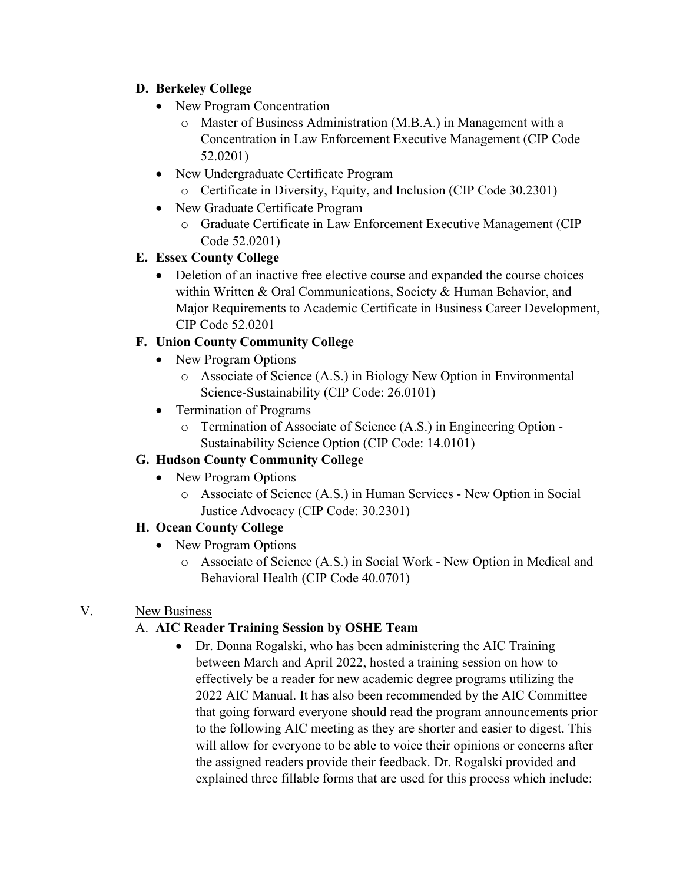**D. Berkeley College**

- New Program Concentration
  - Master of Business Administration (M.B.A.) in Management with a Concentration in Law Enforcement Executive Management (CIP Code 52.0201)
- New Undergraduate Certificate Program
  - Certificate in Diversity, Equity, and Inclusion (CIP Code 30.2301)
- New Graduate Certificate Program
  - Graduate Certificate in Law Enforcement Executive Management (CIP Code 52.0201)

**E. Essex County College**

- Deletion of an inactive free elective course and expanded the course choices within Written & Oral Communications, Society & Human Behavior, and Major Requirements to Academic Certificate in Business Career Development, CIP Code 52.0201

**F. Union County Community College**

- New Program Options
  - Associate of Science (A.S.) in Biology New Option in Environmental Science-Sustainability (CIP Code: 26.0101)
- Termination of Programs
  - Termination of Associate of Science (A.S.) in Engineering Option - Sustainability Science Option (CIP Code: 14.0101)

**G. Hudson County Community College**

- New Program Options
  - Associate of Science (A.S.) in Human Services - New Option in Social Justice Advocacy (CIP Code: 30.2301)

**H. Ocean County College**

- New Program Options
  - Associate of Science (A.S.) in Social Work - New Option in Medical and Behavioral Health (CIP Code 40.0701)

V. New Business

A. **AIC Reader Training Session by OSHE Team**

- Dr. Donna Rogalski, who has been administering the AIC Training between March and April 2022, hosted a training session on how to effectively be a reader for new academic degree programs utilizing the 2022 AIC Manual. It has also been recommended by the AIC Committee that going forward everyone should read the program announcements prior to the following AIC meeting as they are shorter and easier to digest. This will allow for everyone to be able to voice their opinions or concerns after the assigned readers provide their feedback. Dr. Rogalski provided and explained three fillable forms that are used for this process which include: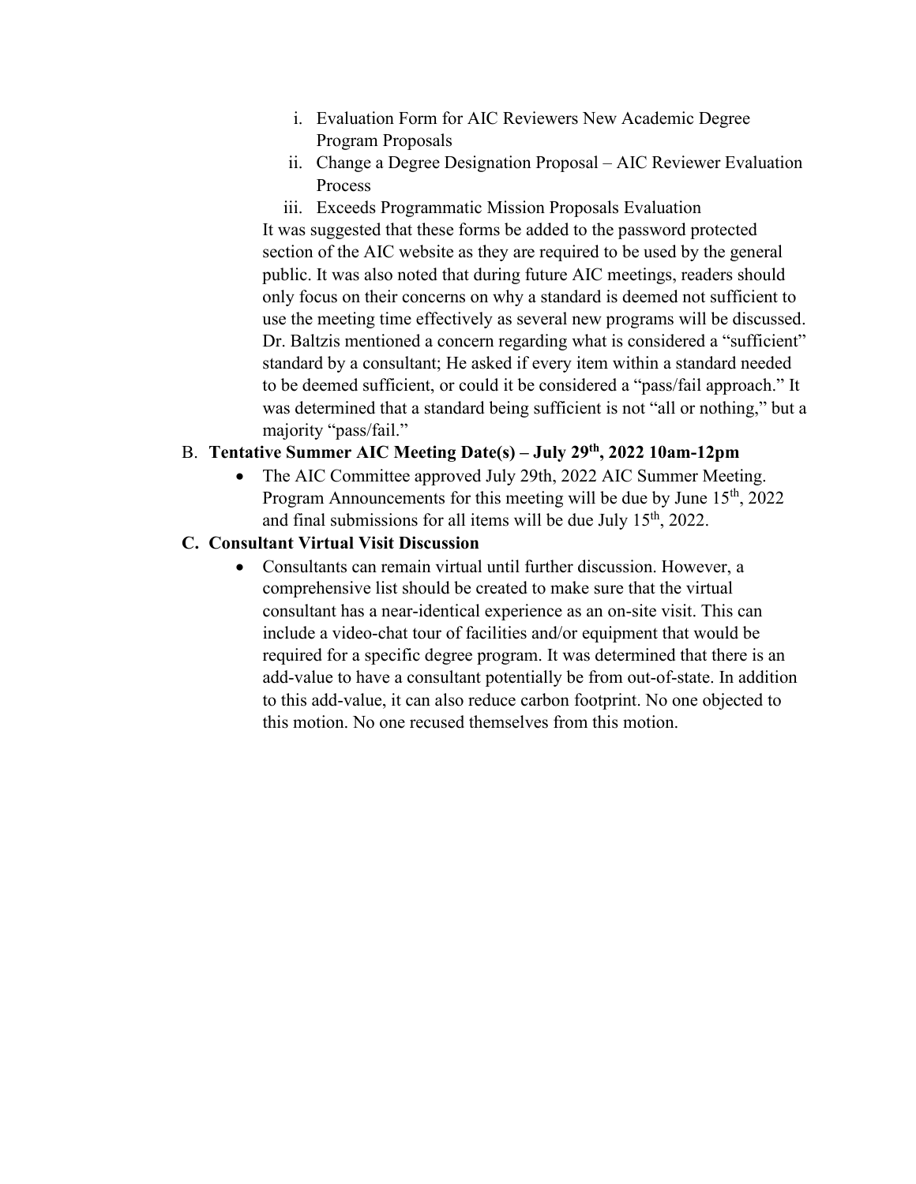i. Evaluation Form for AIC Reviewers New Academic Degree Program Proposals
   ii. Change a Degree Designation Proposal – AIC Reviewer Evaluation Process
   iii. Exceeds Programmatic Mission Proposals Evaluation

   It was suggested that these forms be added to the password protected section of the AIC website as they are required to be used by the general public. It was also noted that during future AIC meetings, readers should only focus on their concerns on why a standard is deemed not sufficient to use the meeting time effectively as several new programs will be discussed. Dr. Baltzis mentioned a concern regarding what is considered a "sufficient" standard by a consultant; He asked if every item within a standard needed to be deemed sufficient, or could it be considered a "pass/fail approach." It was determined that a standard being sufficient is not "all or nothing," but a majority "pass/fail."

B. **Tentative Summer AIC Meeting Date(s) – July 29th, 2022 10am-12pm**
   - The AIC Committee approved July 29th, 2022 AIC Summer Meeting. Program Announcements for this meeting will be due by June 15th, 2022 and final submissions for all items will be due July 15th, 2022.

**C. Consultant Virtual Visit Discussion**
   - Consultants can remain virtual until further discussion. However, a comprehensive list should be created to make sure that the virtual consultant has a near-identical experience as an on-site visit. This can include a video-chat tour of facilities and/or equipment that would be required for a specific degree program. It was determined that there is an add-value to have a consultant potentially be from out-of-state. In addition to this add-value, it can also reduce carbon footprint. No one objected to this motion. No one recused themselves from this motion.